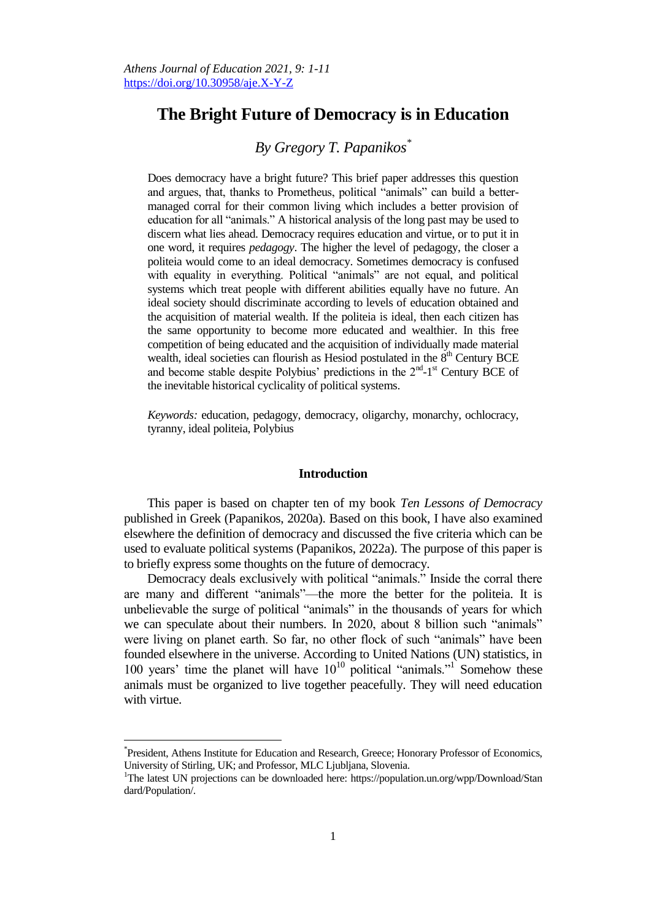# The Bright Future of Democracy is in Education

## *By Gregory T. Papanikos*[*]

Does democracy have a bright future? This brief paper addresses this question and argues, that, thanks to Prometheus, political "animals" can build a better-managed corral for their common living which includes a better provision of education for all "animals." A historical analysis of the long past may be used to discern what lies ahead. Democracy requires education and virtue, or to put it in one word, it requires *pedagogy*. The higher the level of pedagogy, the closer a politeia would come to an ideal democracy. Sometimes democracy is confused with equality in everything. Political "animals" are not equal, and political systems which treat people with different abilities equally have no future. An ideal society should discriminate according to levels of education obtained and the acquisition of material wealth. If the politeia is ideal, then each citizen has the same opportunity to become more educated and wealthier. In this free competition of being educated and the acquisition of individually made material wealth, ideal societies can flourish as Hesiod postulated in the $8^{th}$ Century BCE and become stable despite Polybius' predictions in the $2^{nd}$-$1^{st}$ Century BCE of the inevitable historical cyclicality of political systems.

*Keywords:* education, pedagogy, democracy, oligarchy, monarchy, ochlocracy, tyranny, ideal politeia, Polybius

## Introduction

This paper is based on chapter ten of my book *Ten Lessons of Democracy* published in Greek (Papanikos, 2020a). Based on this book, I have also examined elsewhere the definition of democracy and discussed the five criteria which can be used to evaluate political systems (Papanikos, 2022a). The purpose of this paper is to briefly express some thoughts on the future of democracy.

Democracy deals exclusively with political "animals." Inside the corral there are many and different "animals"—the more the better for the politeia. It is unbelievable the surge of political "animals" in the thousands of years for which we can speculate about their numbers. In 2020, about 8 billion such "animals" were living on planet earth. So far, no other flock of such "animals" have been founded elsewhere in the universe. According to United Nations (UN) statistics, in 100 years' time the planet will have $10^{10}$ political "animals."[1] Somehow these animals must be organized to live together peacefully. They will need education with virtue.

---

[*] President, Athens Institute for Education and Research, Greece; Honorary Professor of Economics, University of Stirling, UK; and Professor, MLC Ljubljana, Slovenia.

[1] The latest UN projections can be downloaded here: https://population.un.org/wpp/Download/Standard/Population/.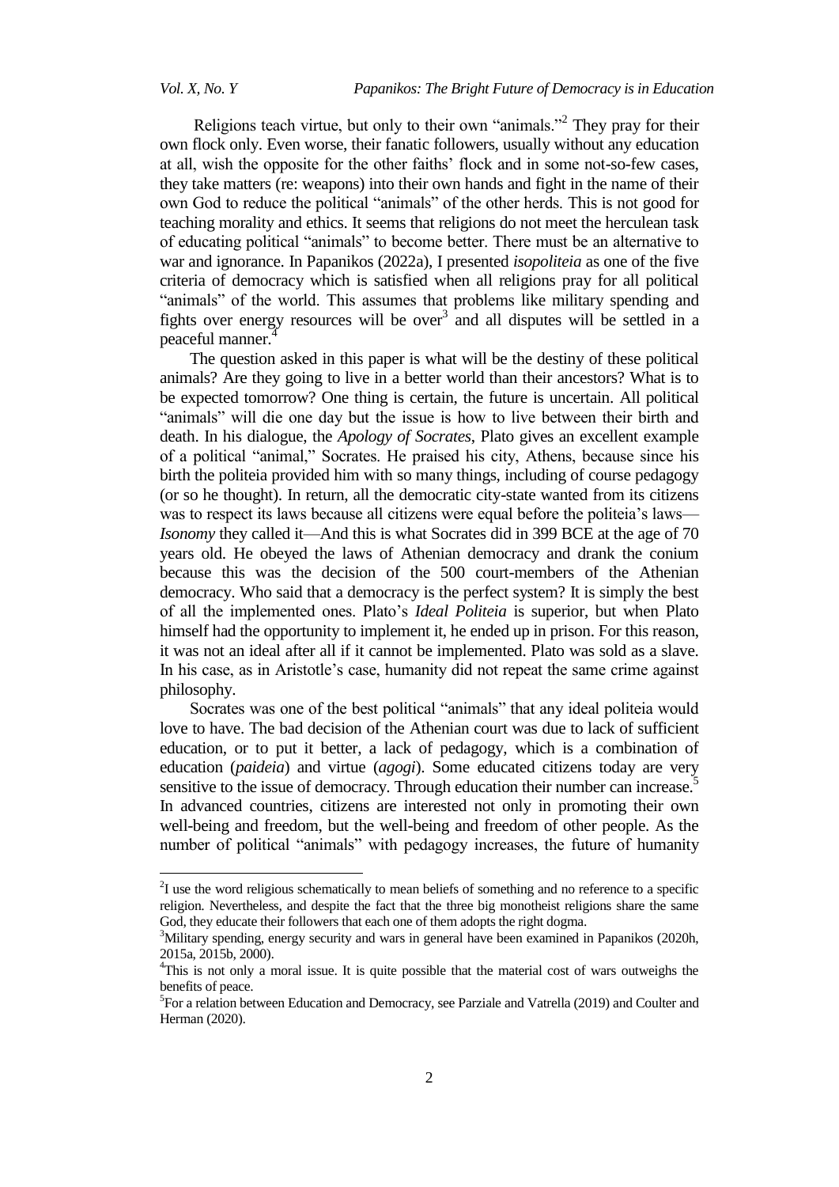Religions teach virtue, but only to their own "animals."[2] They pray for their own flock only. Even worse, their fanatic followers, usually without any education at all, wish the opposite for the other faiths' flock and in some not-so-few cases, they take matters (re: weapons) into their own hands and fight in the name of their own God to reduce the political "animals" of the other herds. This is not good for teaching morality and ethics. It seems that religions do not meet the herculean task of educating political "animals" to become better. There must be an alternative to war and ignorance. In Papanikos (2022a), I presented *isopoliteia* as one of the five criteria of democracy which is satisfied when all religions pray for all political "animals" of the world. This assumes that problems like military spending and fights over energy resources will be over[3] and all disputes will be settled in a peaceful manner.[4]

The question asked in this paper is what will be the destiny of these political animals? Are they going to live in a better world than their ancestors? What is to be expected tomorrow? One thing is certain, the future is uncertain. All political "animals" will die one day but the issue is how to live between their birth and death. In his dialogue, the *Apology of Socrates*, Plato gives an excellent example of a political "animal," Socrates. He praised his city, Athens, because since his birth the politeia provided him with so many things, including of course pedagogy (or so he thought). In return, all the democratic city-state wanted from its citizens was to respect its laws because all citizens were equal before the politeia's laws—*Isonomy* they called it—And this is what Socrates did in 399 BCE at the age of 70 years old. He obeyed the laws of Athenian democracy and drank the conium because this was the decision of the 500 court-members of the Athenian democracy. Who said that a democracy is the perfect system? It is simply the best of all the implemented ones. Plato's *Ideal Politeia* is superior, but when Plato himself had the opportunity to implement it, he ended up in prison. For this reason, it was not an ideal after all if it cannot be implemented. Plato was sold as a slave. In his case, as in Aristotle's case, humanity did not repeat the same crime against philosophy.

Socrates was one of the best political "animals" that any ideal politeia would love to have. The bad decision of the Athenian court was due to lack of sufficient education, or to put it better, a lack of pedagogy, which is a combination of education (*paideia*) and virtue (*agogi*). Some educated citizens today are very sensitive to the issue of democracy. Through education their number can increase.[5] In advanced countries, citizens are interested not only in promoting their own well-being and freedom, but the well-being and freedom of other people. As the number of political "animals" with pedagogy increases, the future of humanity

---

[2] I use the word religious schematically to mean beliefs of something and no reference to a specific religion. Nevertheless, and despite the fact that the three big monotheist religions share the same God, they educate their followers that each one of them adopts the right dogma.

[3] Military spending, energy security and wars in general have been examined in Papanikos (2020h, 2015a, 2015b, 2000).

[4] This is not only a moral issue. It is quite possible that the material cost of wars outweighs the benefits of peace.

[5] For a relation between Education and Democracy, see Parziale and Vatrella (2019) and Coulter and Herman (2020).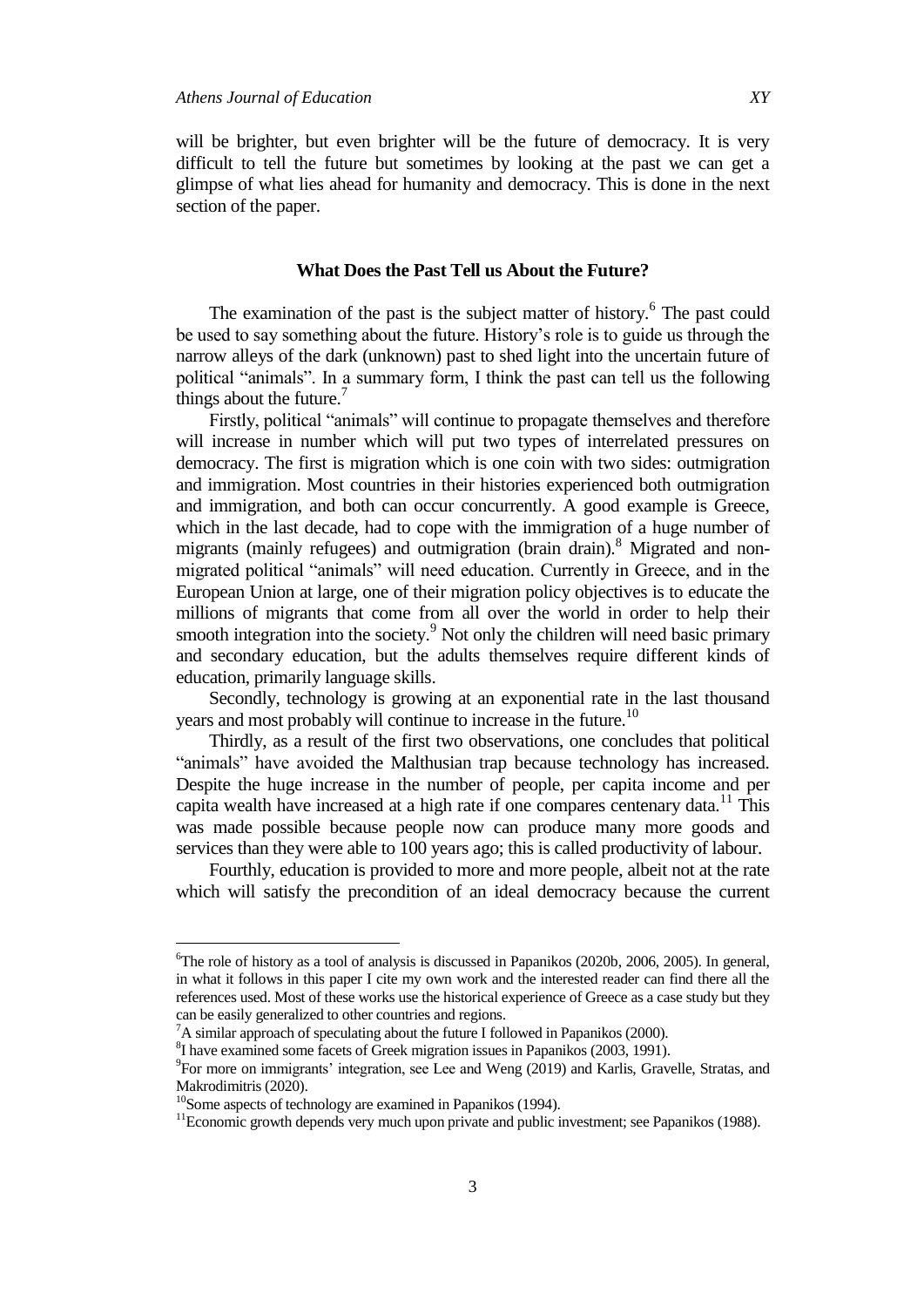will be brighter, but even brighter will be the future of democracy. It is very difficult to tell the future but sometimes by looking at the past we can get a glimpse of what lies ahead for humanity and democracy. This is done in the next section of the paper.

## What Does the Past Tell us About the Future?

The examination of the past is the subject matter of history.[6] The past could be used to say something about the future. History's role is to guide us through the narrow alleys of the dark (unknown) past to shed light into the uncertain future of political "animals". In a summary form, I think the past can tell us the following things about the future.[7]

Firstly, political "animals" will continue to propagate themselves and therefore will increase in number which will put two types of interrelated pressures on democracy. The first is migration which is one coin with two sides: outmigration and immigration. Most countries in their histories experienced both outmigration and immigration, and both can occur concurrently. A good example is Greece, which in the last decade, had to cope with the immigration of a huge number of migrants (mainly refugees) and outmigration (brain drain).[8] Migrated and non-migrated political "animals" will need education. Currently in Greece, and in the European Union at large, one of their migration policy objectives is to educate the millions of migrants that come from all over the world in order to help their smooth integration into the society.[9] Not only the children will need basic primary and secondary education, but the adults themselves require different kinds of education, primarily language skills.

Secondly, technology is growing at an exponential rate in the last thousand years and most probably will continue to increase in the future.[10]

Thirdly, as a result of the first two observations, one concludes that political "animals" have avoided the Malthusian trap because technology has increased. Despite the huge increase in the number of people, per capita income and per capita wealth have increased at a high rate if one compares centenary data.[11] This was made possible because people now can produce many more goods and services than they were able to 100 years ago; this is called productivity of labour.

Fourthly, education is provided to more and more people, albeit not at the rate which will satisfy the precondition of an ideal democracy because the current

---

[6]The role of history as a tool of analysis is discussed in Papanikos (2020b, 2006, 2005). In general, in what it follows in this paper I cite my own work and the interested reader can find there all the references used. Most of these works use the historical experience of Greece as a case study but they can be easily generalized to other countries and regions.

[7]A similar approach of speculating about the future I followed in Papanikos (2000).

[8]I have examined some facets of Greek migration issues in Papanikos (2003, 1991).

[9]For more on immigrants' integration, see Lee and Weng (2019) and Karlis, Gravelle, Stratas, and Makrodimitris (2020).

[10]Some aspects of technology are examined in Papanikos (1994).

[11]Economic growth depends very much upon private and public investment; see Papanikos (1988).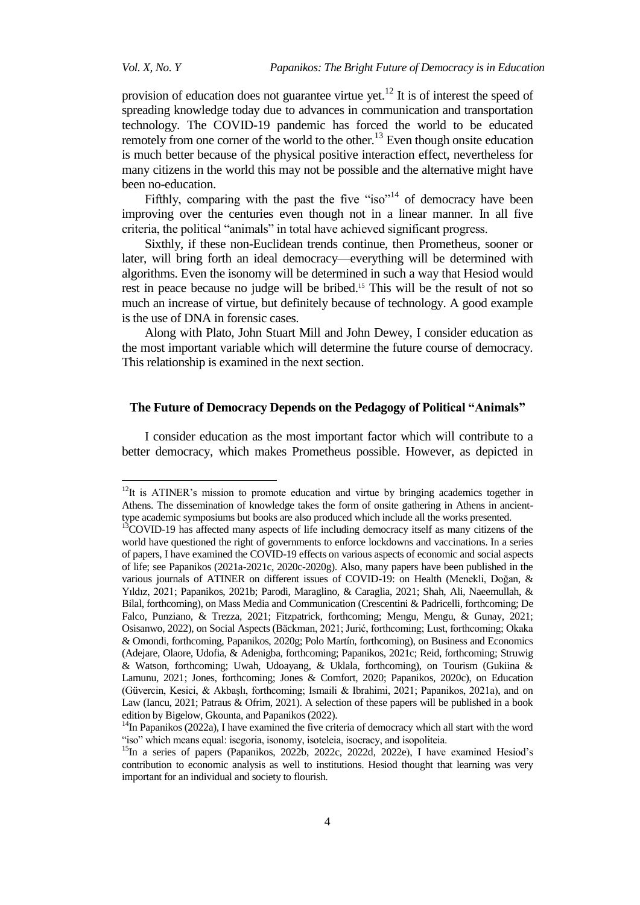provision of education does not guarantee virtue yet.[12] It is of interest the speed of spreading knowledge today due to advances in communication and transportation technology. The COVID-19 pandemic has forced the world to be educated remotely from one corner of the world to the other.[13] Even though onsite education is much better because of the physical positive interaction effect, nevertheless for many citizens in the world this may not be possible and the alternative might have been no-education.

Fifthly, comparing with the past the five "iso"[14] of democracy have been improving over the centuries even though not in a linear manner. In all five criteria, the political "animals" in total have achieved significant progress.

Sixthly, if these non-Euclidean trends continue, then Prometheus, sooner or later, will bring forth an ideal democracy—everything will be determined with algorithms. Even the isonomy will be determined in such a way that Hesiod would rest in peace because no judge will be bribed.[15] This will be the result of not so much an increase of virtue, but definitely because of technology. A good example is the use of DNA in forensic cases.

Along with Plato, John Stuart Mill and John Dewey, I consider education as the most important variable which will determine the future course of democracy. This relationship is examined in the next section.

## The Future of Democracy Depends on the Pedagogy of Political "Animals"

I consider education as the most important factor which will contribute to a better democracy, which makes Prometheus possible. However, as depicted in

---

[12] It is ATINER's mission to promote education and virtue by bringing academics together in Athens. The dissemination of knowledge takes the form of onsite gathering in Athens in ancient-type academic symposiums but books are also produced which include all the works presented.

[13] COVID-19 has affected many aspects of life including democracy itself as many citizens of the world have questioned the right of governments to enforce lockdowns and vaccinations. In a series of papers, I have examined the COVID-19 effects on various aspects of economic and social aspects of life; see Papanikos (2021a-2021c, 2020c-2020g). Also, many papers have been published in the various journals of ATINER on different issues of COVID-19: on Health (Menekli, Doğan, & Yıldız, 2021; Papanikos, 2021b; Parodi, Maraglino, & Caraglia, 2021; Shah, Ali, Naeemullah, & Bilal, forthcoming), on Mass Media and Communication (Crescentini & Padricelli, forthcoming; De Falco, Punziano, & Trezza, 2021; Fitzpatrick, forthcoming; Mengu, Mengu, & Gunay, 2021; Osisanwo, 2022), on Social Aspects (Bäckman, 2021; Jurić, forthcoming; Lust, forthcoming; Okaka & Omondi, forthcoming, Papanikos, 2020g; Polo Martín, forthcoming), on Business and Economics (Adejare, Olaore, Udofia, & Adenigba, forthcoming; Papanikos, 2021c; Reid, forthcoming; Struwig & Watson, forthcoming; Uwah, Udoayang, & Uklala, forthcoming), on Tourism (Gukiina & Lamunu, 2021; Jones, forthcoming; Jones & Comfort, 2020; Papanikos, 2020c), on Education (Güvercin, Kesici, & Akbaşlı, forthcoming; Ismaili & Ibrahimi, 2021; Papanikos, 2021a), and on Law (Iancu, 2021; Patraus & Ofrim, 2021). A selection of these papers will be published in a book edition by Bigelow, Gkounta, and Papanikos (2022).

[14] In Papanikos (2022a), I have examined the five criteria of democracy which all start with the word "iso" which means equal: isegoria, isonomy, isoteleia, isocracy, and isopoliteia.

[15] In a series of papers (Papanikos, 2022b, 2022c, 2022d, 2022e), I have examined Hesiod's contribution to economic analysis as well to institutions. Hesiod thought that learning was very important for an individual and society to flourish.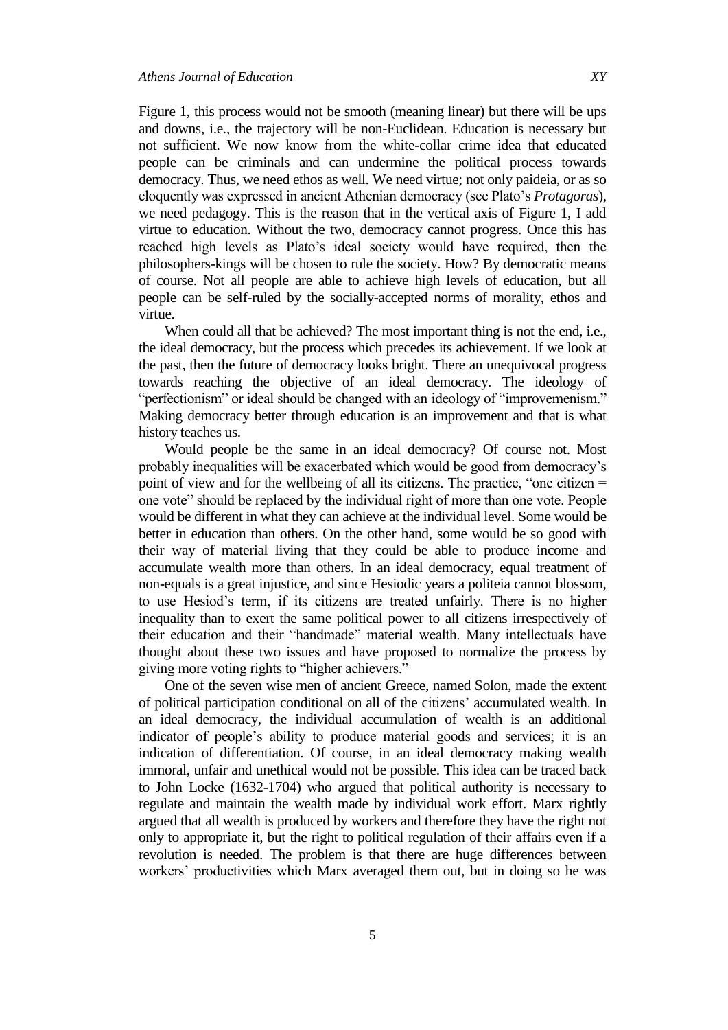Figure 1, this process would not be smooth (meaning linear) but there will be ups and downs, i.e., the trajectory will be non-Euclidean. Education is necessary but not sufficient. We now know from the white-collar crime idea that educated people can be criminals and can undermine the political process towards democracy. Thus, we need ethos as well. We need virtue; not only paideia, or as so eloquently was expressed in ancient Athenian democracy (see Plato's *Protagoras*), we need pedagogy. This is the reason that in the vertical axis of Figure 1, I add virtue to education. Without the two, democracy cannot progress. Once this has reached high levels as Plato's ideal society would have required, then the philosophers-kings will be chosen to rule the society. How? By democratic means of course. Not all people are able to achieve high levels of education, but all people can be self-ruled by the socially-accepted norms of morality, ethos and virtue.

When could all that be achieved? The most important thing is not the end, i.e., the ideal democracy, but the process which precedes its achievement. If we look at the past, then the future of democracy looks bright. There an unequivocal progress towards reaching the objective of an ideal democracy. The ideology of "perfectionism" or ideal should be changed with an ideology of "improvemenism." Making democracy better through education is an improvement and that is what history teaches us.

Would people be the same in an ideal democracy? Of course not. Most probably inequalities will be exacerbated which would be good from democracy's point of view and for the wellbeing of all its citizens. The practice, "one citizen = one vote" should be replaced by the individual right of more than one vote. People would be different in what they can achieve at the individual level. Some would be better in education than others. On the other hand, some would be so good with their way of material living that they could be able to produce income and accumulate wealth more than others. In an ideal democracy, equal treatment of non-equals is a great injustice, and since Hesiodic years a politeia cannot blossom, to use Hesiod's term, if its citizens are treated unfairly. There is no higher inequality than to exert the same political power to all citizens irrespectively of their education and their "handmade" material wealth. Many intellectuals have thought about these two issues and have proposed to normalize the process by giving more voting rights to "higher achievers."

One of the seven wise men of ancient Greece, named Solon, made the extent of political participation conditional on all of the citizens' accumulated wealth. In an ideal democracy, the individual accumulation of wealth is an additional indicator of people's ability to produce material goods and services; it is an indication of differentiation. Of course, in an ideal democracy making wealth immoral, unfair and unethical would not be possible. This idea can be traced back to John Locke (1632-1704) who argued that political authority is necessary to regulate and maintain the wealth made by individual work effort. Marx rightly argued that all wealth is produced by workers and therefore they have the right not only to appropriate it, but the right to political regulation of their affairs even if a revolution is needed. The problem is that there are huge differences between workers' productivities which Marx averaged them out, but in doing so he was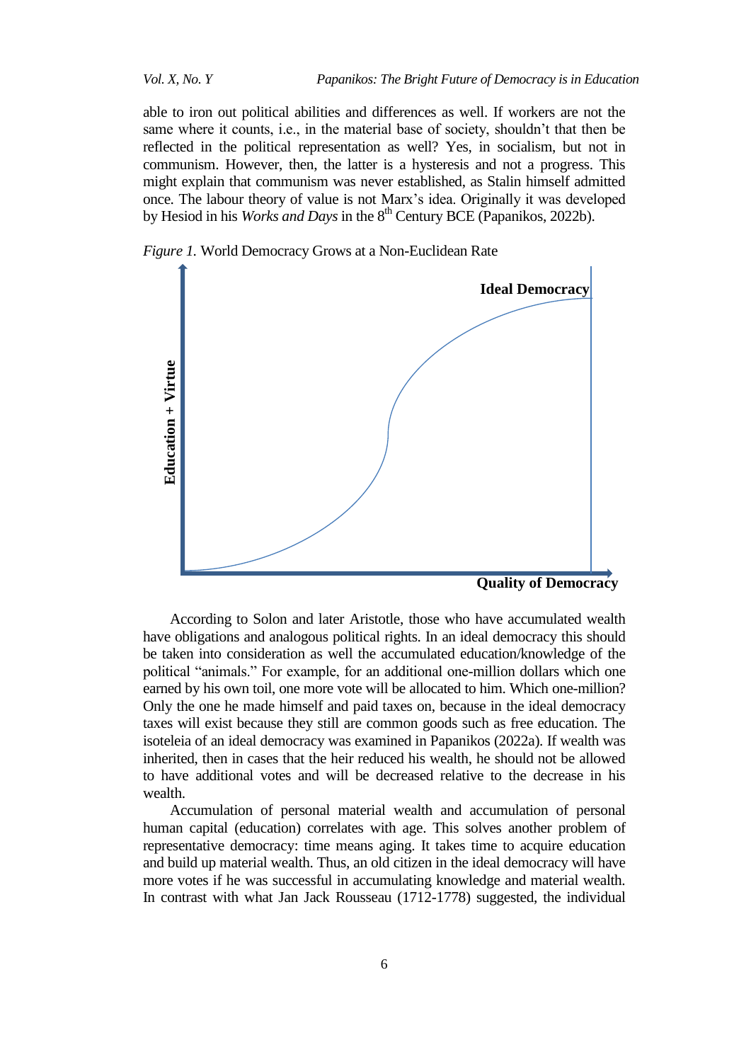able to iron out political abilities and differences as well. If workers are not the same where it counts, i.e., in the material base of society, shouldn't that then be reflected in the political representation as well? Yes, in socialism, but not in communism. However, then, the latter is a hysteresis and not a progress. This might explain that communism was never established, as Stalin himself admitted once. The labour theory of value is not Marx's idea. Originally it was developed by Hesiod in his *Works and Days* in the 8th Century BCE (Papanikos, 2022b).

*Figure 1.* World Democracy Grows at a Non-Euclidean Rate

**Ideal Democracy**

**Education + Virtue**

**Quality of Democracy**

According to Solon and later Aristotle, those who have accumulated wealth have obligations and analogous political rights. In an ideal democracy this should be taken into consideration as well the accumulated education/knowledge of the political "animals." For example, for an additional one-million dollars which one earned by his own toil, one more vote will be allocated to him. Which one-million? Only the one he made himself and paid taxes on, because in the ideal democracy taxes will exist because they still are common goods such as free education. The isoteleia of an ideal democracy was examined in Papanikos (2022a). If wealth was inherited, then in cases that the heir reduced his wealth, he should not be allowed to have additional votes and will be decreased relative to the decrease in his wealth.

Accumulation of personal material wealth and accumulation of personal human capital (education) correlates with age. This solves another problem of representative democracy: time means aging. It takes time to acquire education and build up material wealth. Thus, an old citizen in the ideal democracy will have more votes if he was successful in accumulating knowledge and material wealth. In contrast with what Jan Jack Rousseau (1712-1778) suggested, the individual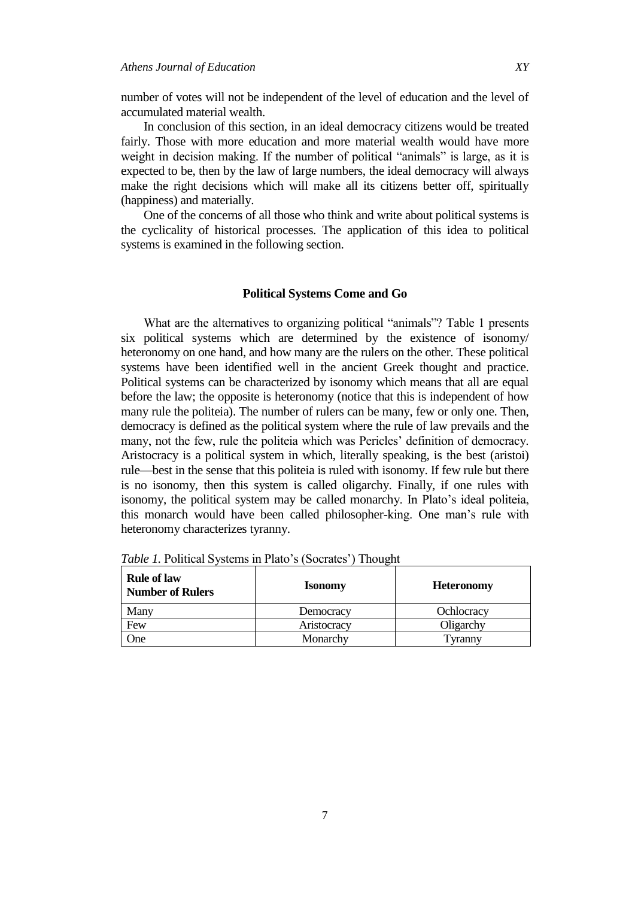number of votes will not be independent of the level of education and the level of accumulated material wealth.

In conclusion of this section, in an ideal democracy citizens would be treated fairly. Those with more education and more material wealth would have more weight in decision making. If the number of political "animals" is large, as it is expected to be, then by the law of large numbers, the ideal democracy will always make the right decisions which will make all its citizens better off, spiritually (happiness) and materially.

One of the concerns of all those who think and write about political systems is the cyclicality of historical processes. The application of this idea to political systems is examined in the following section.

## Political Systems Come and Go

What are the alternatives to organizing political "animals"? Table 1 presents six political systems which are determined by the existence of isonomy/ heteronomy on one hand, and how many are the rulers on the other. These political systems have been identified well in the ancient Greek thought and practice. Political systems can be characterized by isonomy which means that all are equal before the law; the opposite is heteronomy (notice that this is independent of how many rule the politeia). The number of rulers can be many, few or only one. Then, democracy is defined as the political system where the rule of law prevails and the many, not the few, rule the politeia which was Pericles' definition of democracy. Aristocracy is a political system in which, literally speaking, is the best (aristoi) rule—best in the sense that this politeia is ruled with isonomy. If few rule but there is no isonomy, then this system is called oligarchy. Finally, if one rules with isonomy, the political system may be called monarchy. In Plato's ideal politeia, this monarch would have been called philosopher-king. One man's rule with heteronomy characterizes tyranny.

*Table 1.* Political Systems in Plato's (Socrates') Thought

| **Rule of law<br>Number of Rulers** | **Isonomy** | **Heteronomy** |
|---|---|---|
| Many | Democracy | Ochlocracy |
| Few | Aristocracy | Oligarchy |
| One | Monarchy | Tyranny |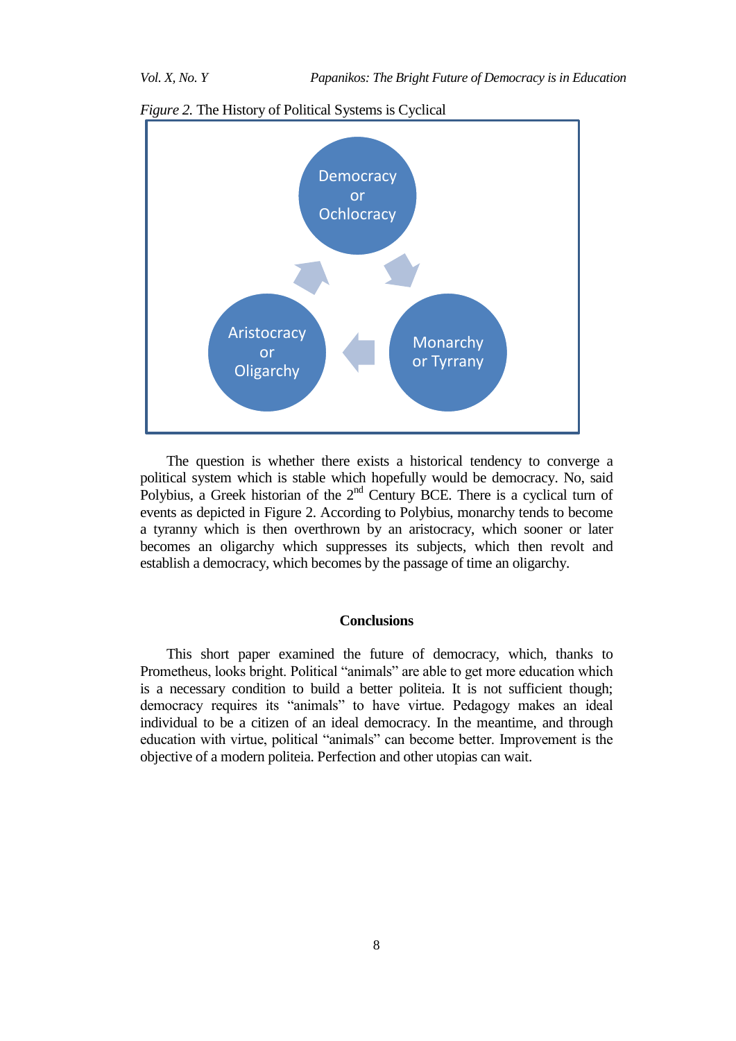*Figure 2.* The History of Political Systems is Cyclical

Democracy or Ochlocracy

Monarchy or Tyrrany

Aristocracy or Oligarchy

The question is whether there exists a historical tendency to converge a political system which is stable which hopefully would be democracy. No, said Polybius, a Greek historian of the 2nd Century BCE. There is a cyclical turn of events as depicted in Figure 2. According to Polybius, monarchy tends to become a tyranny which is then overthrown by an aristocracy, which sooner or later becomes an oligarchy which suppresses its subjects, which then revolt and establish a democracy, which becomes by the passage of time an oligarchy.

## Conclusions

This short paper examined the future of democracy, which, thanks to Prometheus, looks bright. Political "animals" are able to get more education which is a necessary condition to build a better politeia. It is not sufficient though; democracy requires its "animals" to have virtue. Pedagogy makes an ideal individual to be a citizen of an ideal democracy. In the meantime, and through education with virtue, political "animals" can become better. Improvement is the objective of a modern politeia. Perfection and other utopias can wait.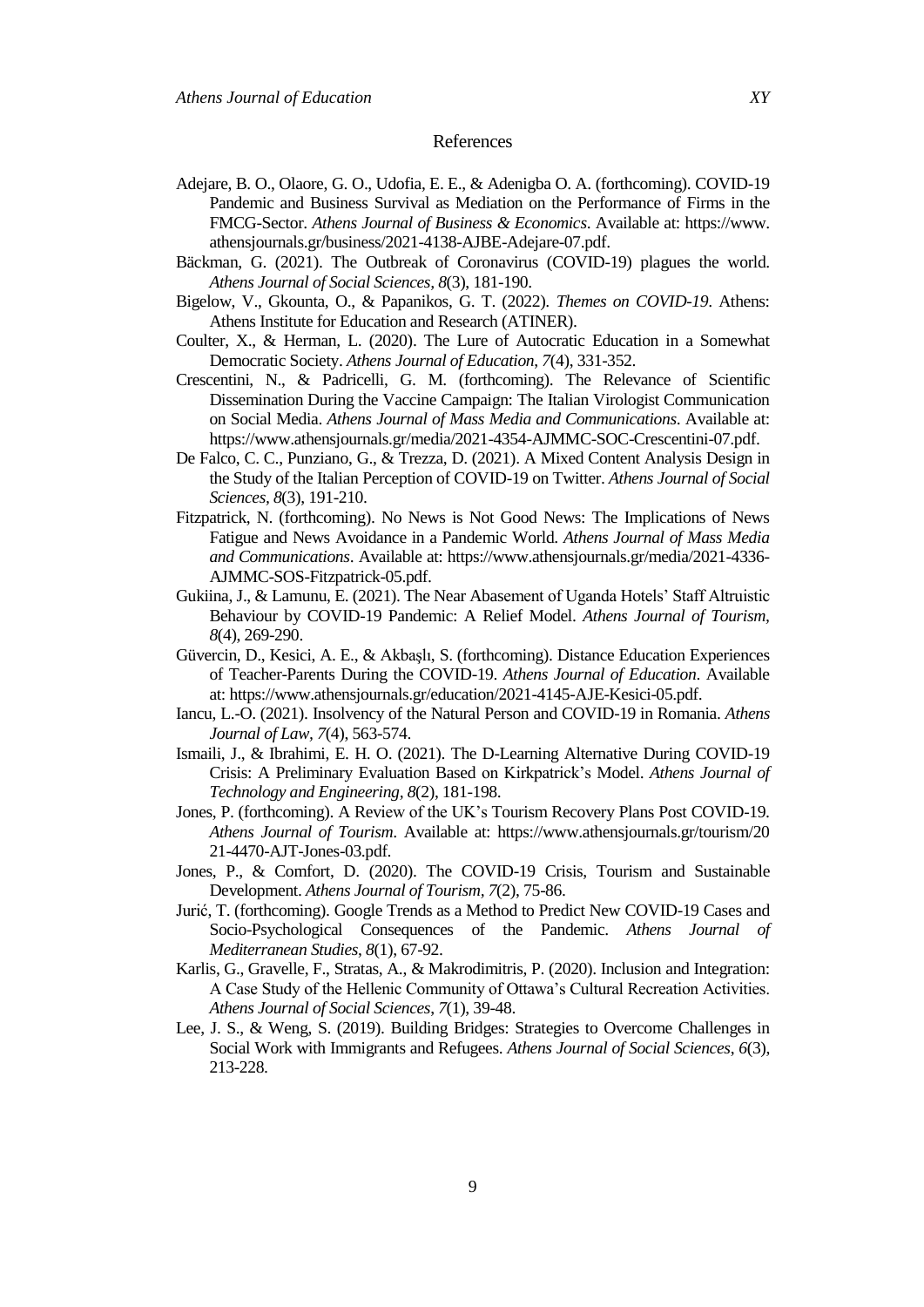## References

Adejare, B. O., Olaore, G. O., Udofia, E. E., & Adenigba O. A. (forthcoming). COVID-19 Pandemic and Business Survival as Mediation on the Performance of Firms in the FMCG-Sector. *Athens Journal of Business & Economics*. Available at: https://www.athensjournals.gr/business/2021-4138-AJBE-Adejare-07.pdf.

Bäckman, G. (2021). The Outbreak of Coronavirus (COVID-19) plagues the world. *Athens Journal of Social Sciences*, *8*(3), 181-190.

Bigelow, V., Gkounta, O., & Papanikos, G. T. (2022). *Themes on COVID-19*. Athens: Athens Institute for Education and Research (ATINER).

Coulter, X., & Herman, L. (2020). The Lure of Autocratic Education in a Somewhat Democratic Society. *Athens Journal of Education*, *7*(4), 331-352.

Crescentini, N., & Padricelli, G. M. (forthcoming). The Relevance of Scientific Dissemination During the Vaccine Campaign: The Italian Virologist Communication on Social Media. *Athens Journal of Mass Media and Communications*. Available at: https://www.athensjournals.gr/media/2021-4354-AJMMC-SOC-Crescentini-07.pdf.

De Falco, C. C., Punziano, G., & Trezza, D. (2021). A Mixed Content Analysis Design in the Study of the Italian Perception of COVID-19 on Twitter. *Athens Journal of Social Sciences*, *8*(3), 191-210.

Fitzpatrick, N. (forthcoming). No News is Not Good News: The Implications of News Fatigue and News Avoidance in a Pandemic World. *Athens Journal of Mass Media and Communications*. Available at: https://www.athensjournals.gr/media/2021-4336-AJMMC-SOS-Fitzpatrick-05.pdf.

Gukiina, J., & Lamunu, E. (2021). The Near Abasement of Uganda Hotels' Staff Altruistic Behaviour by COVID-19 Pandemic: A Relief Model. *Athens Journal of Tourism*, *8*(4), 269-290.

Güvercin, D., Kesici, A. E., & Akbaşlı, S. (forthcoming). Distance Education Experiences of Teacher-Parents During the COVID-19. *Athens Journal of Education*. Available at: https://www.athensjournals.gr/education/2021-4145-AJE-Kesici-05.pdf.

Iancu, L.-O. (2021). Insolvency of the Natural Person and COVID-19 in Romania. *Athens Journal of Law*, *7*(4), 563-574.

Ismaili, J., & Ibrahimi, E. H. O. (2021). The D-Learning Alternative During COVID-19 Crisis: A Preliminary Evaluation Based on Kirkpatrick's Model. *Athens Journal of Technology and Engineering*, *8*(2), 181-198.

Jones, P. (forthcoming). A Review of the UK's Tourism Recovery Plans Post COVID-19. *Athens Journal of Tourism*. Available at: https://www.athensjournals.gr/tourism/2021-4470-AJT-Jones-03.pdf.

Jones, P., & Comfort, D. (2020). The COVID-19 Crisis, Tourism and Sustainable Development. *Athens Journal of Tourism*, *7*(2), 75-86.

Jurić, T. (forthcoming). Google Trends as a Method to Predict New COVID-19 Cases and Socio-Psychological Consequences of the Pandemic. *Athens Journal of Mediterranean Studies*, *8*(1), 67-92.

Karlis, G., Gravelle, F., Stratas, A., & Makrodimitris, P. (2020). Inclusion and Integration: A Case Study of the Hellenic Community of Ottawa's Cultural Recreation Activities. *Athens Journal of Social Sciences*, *7*(1), 39-48.

Lee, J. S., & Weng, S. (2019). Building Bridges: Strategies to Overcome Challenges in Social Work with Immigrants and Refugees. *Athens Journal of Social Sciences*, *6*(3), 213-228.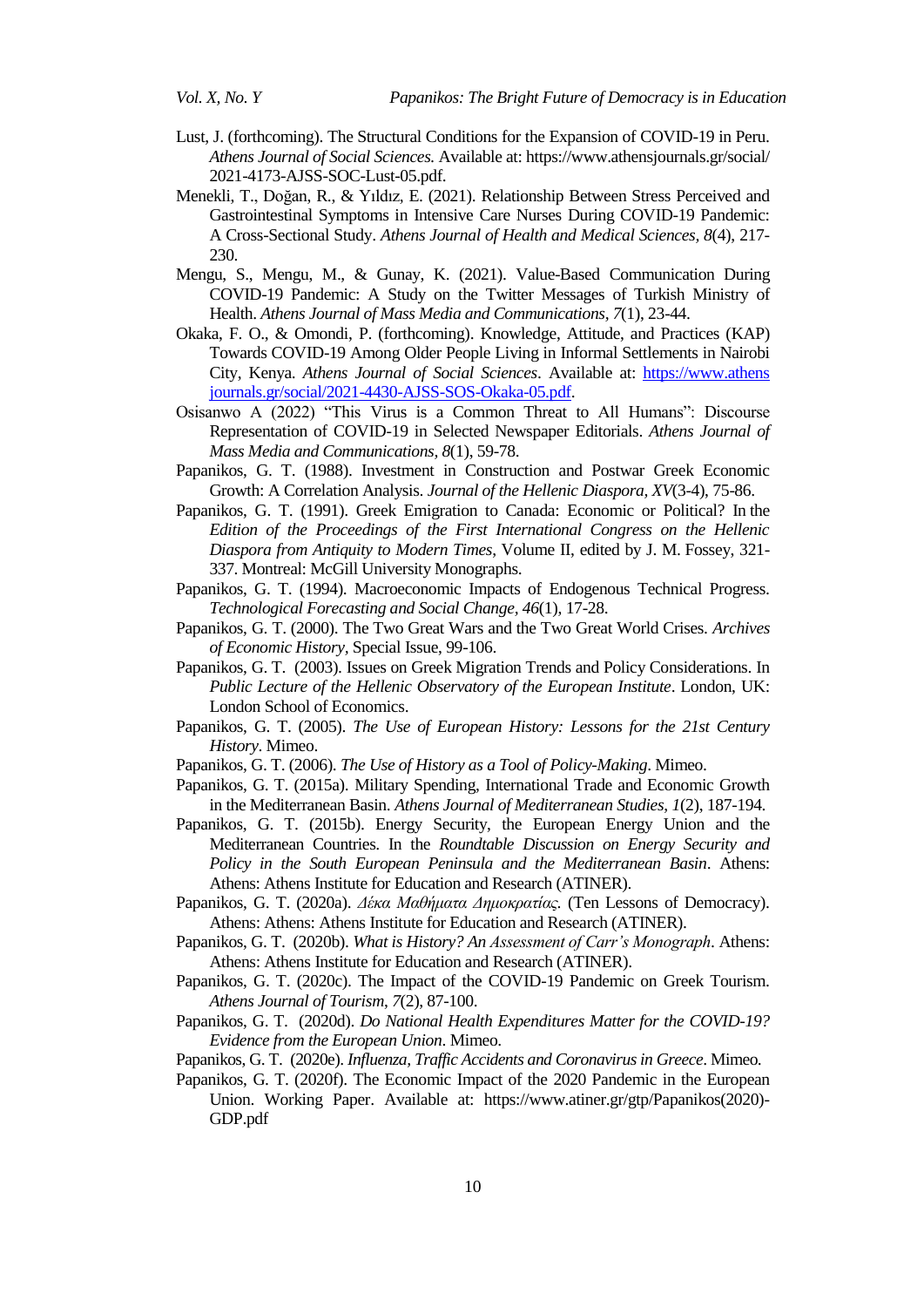Lust, J. (forthcoming). The Structural Conditions for the Expansion of COVID-19 in Peru. *Athens Journal of Social Sciences.* Available at: https://www.athensjournals.gr/social/2021-4173-AJSS-SOC-Lust-05.pdf.

Menekli, T., Doğan, R., & Yıldız, E. (2021). Relationship Between Stress Perceived and Gastrointestinal Symptoms in Intensive Care Nurses During COVID-19 Pandemic: A Cross-Sectional Study. *Athens Journal of Health and Medical Sciences*, *8*(4), 217-230.

Mengu, S., Mengu, M., & Gunay, K. (2021). Value-Based Communication During COVID-19 Pandemic: A Study on the Twitter Messages of Turkish Ministry of Health. *Athens Journal of Mass Media and Communications*, *7*(1), 23-44.

Okaka, F. O., & Omondi, P. (forthcoming). Knowledge, Attitude, and Practices (KAP) Towards COVID-19 Among Older People Living in Informal Settlements in Nairobi City, Kenya. *Athens Journal of Social Sciences*. Available at: https://www.athensjournals.gr/social/2021-4430-AJSS-SOS-Okaka-05.pdf.

Osisanwo A (2022) "This Virus is a Common Threat to All Humans": Discourse Representation of COVID-19 in Selected Newspaper Editorials. *Athens Journal of Mass Media and Communications*, *8*(1), 59-78.

Papanikos, G. T. (1988). Investment in Construction and Postwar Greek Economic Growth: A Correlation Analysis. *Journal of the Hellenic Diaspora*, *XV*(3-4), 75-86.

Papanikos, G. T. (1991). Greek Emigration to Canada: Economic or Political? In the *Edition of the Proceedings of the First International Congress on the Hellenic Diaspora from Antiquity to Modern Times*, Volume II, edited by J. M. Fossey, 321-337. Montreal: McGill University Monographs.

Papanikos, G. T. (1994). Macroeconomic Impacts of Endogenous Technical Progress. *Technological Forecasting and Social Change*, *46*(1), 17-28.

Papanikos, G. T. (2000). The Two Great Wars and the Two Great World Crises. *Archives of Economic History*, Special Issue, 99-106.

Papanikos, G. T. (2003). Issues on Greek Migration Trends and Policy Considerations. In *Public Lecture of the Hellenic Observatory of the European Institute*. London, UK: London School of Economics.

Papanikos, G. T. (2005). *The Use of European History: Lessons for the 21st Century History*. Mimeo.

Papanikos, G. T. (2006). *The Use of History as a Tool of Policy-Making*. Mimeo.

Papanikos, G. T. (2015a). Military Spending, International Trade and Economic Growth in the Mediterranean Basin. *Athens Journal of Mediterranean Studies*, *1*(2), 187-194.

Papanikos, G. T. (2015b). Energy Security, the European Energy Union and the Mediterranean Countries. In the *Roundtable Discussion on Energy Security and Policy in the South European Peninsula and the Mediterranean Basin*. Athens: Athens: Athens Institute for Education and Research (ATINER).

Papanikos, G. T. (2020a). *Δέκα Μαθήματα Δημοκρατίας*. (Ten Lessons of Democracy). Athens: Athens: Athens Institute for Education and Research (ATINER).

Papanikos, G. T. (2020b). *What is History? An Assessment of Carr's Monograph*. Athens: Athens: Athens Institute for Education and Research (ATINER).

Papanikos, G. T. (2020c). The Impact of the COVID-19 Pandemic on Greek Tourism. *Athens Journal of Tourism*, *7*(2), 87-100.

Papanikos, G. T. (2020d). *Do National Health Expenditures Matter for the COVID-19? Evidence from the European Union*. Mimeo.

Papanikos, G. T. (2020e). *Influenza, Traffic Accidents and Coronavirus in Greece*. Mimeo.

Papanikos, G. T. (2020f). The Economic Impact of the 2020 Pandemic in the European Union. Working Paper. Available at: https://www.atiner.gr/gtp/Papanikos(2020)-GDP.pdf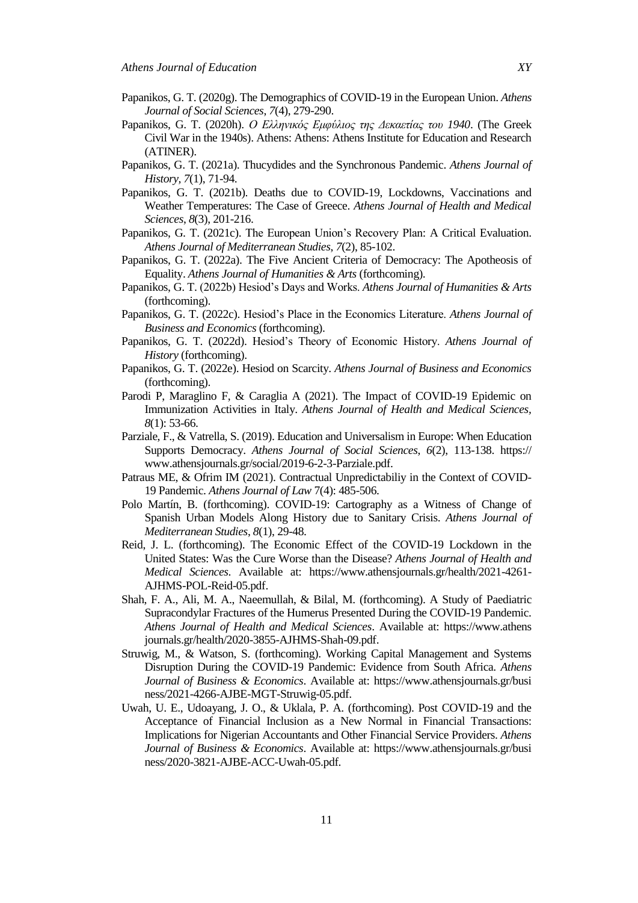Papanikos, G. T. (2020g). The Demographics of COVID-19 in the European Union. *Athens Journal of Social Sciences*, *7*(4), 279-290.

Papanikos, G. T. (2020h). *Ο Ελληνικός Εμφύλιος της Δεκαετίας του 1940*. (The Greek Civil War in the 1940s). Athens: Athens: Athens Institute for Education and Research (ATINER).

Papanikos, G. T. (2021a). Thucydides and the Synchronous Pandemic. *Athens Journal of History*, *7*(1), 71-94.

Papanikos, G. T. (2021b). Deaths due to COVID-19, Lockdowns, Vaccinations and Weather Temperatures: The Case of Greece. *Athens Journal of Health and Medical Sciences*, *8*(3), 201-216.

Papanikos, G. T. (2021c). The European Union's Recovery Plan: A Critical Evaluation. *Athens Journal of Mediterranean Studies*, *7*(2), 85-102.

Papanikos, G. T. (2022a). The Five Ancient Criteria of Democracy: The Apotheosis of Equality. *Athens Journal of Humanities & Arts* (forthcoming).

Papanikos, G. T. (2022b) Hesiod's Days and Works. *Athens Journal of Humanities & Arts* (forthcoming).

Papanikos, G. T. (2022c). Hesiod's Place in the Economics Literature. *Athens Journal of Business and Economics* (forthcoming).

Papanikos, G. T. (2022d). Hesiod's Theory of Economic History. *Athens Journal of History* (forthcoming).

Papanikos, G. T. (2022e). Hesiod on Scarcity. *Athens Journal of Business and Economics* (forthcoming).

Parodi P, Maraglino F, & Caraglia A (2021). The Impact of COVID-19 Epidemic on Immunization Activities in Italy. *Athens Journal of Health and Medical Sciences*, *8*(1): 53-66.

Parziale, F., & Vatrella, S. (2019). Education and Universalism in Europe: When Education Supports Democracy. *Athens Journal of Social Sciences*, *6*(2), 113-138. https://www.athensjournals.gr/social/2019-6-2-3-Parziale.pdf.

Patraus ME, & Ofrim IM (2021). Contractual Unpredictabiliy in the Context of COVID-19 Pandemic. *Athens Journal of Law* 7(4): 485-506.

Polo Martín, B. (forthcoming). COVID-19: Cartography as a Witness of Change of Spanish Urban Models Along History due to Sanitary Crisis. *Athens Journal of Mediterranean Studies*, *8*(1), 29-48.

Reid, J. L. (forthcoming). The Economic Effect of the COVID-19 Lockdown in the United States: Was the Cure Worse than the Disease? *Athens Journal of Health and Medical Sciences*. Available at: https://www.athensjournals.gr/health/2021-4261-AJHMS-POL-Reid-05.pdf.

Shah, F. A., Ali, M. A., Naeemullah, & Bilal, M. (forthcoming). A Study of Paediatric Supracondylar Fractures of the Humerus Presented During the COVID-19 Pandemic. *Athens Journal of Health and Medical Sciences*. Available at: https://www.athensjournals.gr/health/2020-3855-AJHMS-Shah-09.pdf.

Struwig, M., & Watson, S. (forthcoming). Working Capital Management and Systems Disruption During the COVID-19 Pandemic: Evidence from South Africa. *Athens Journal of Business & Economics*. Available at: https://www.athensjournals.gr/business/2021-4266-AJBE-MGT-Struwig-05.pdf.

Uwah, U. E., Udoayang, J. O., & Uklala, P. A. (forthcoming). Post COVID-19 and the Acceptance of Financial Inclusion as a New Normal in Financial Transactions: Implications for Nigerian Accountants and Other Financial Service Providers. *Athens Journal of Business & Economics*. Available at: https://www.athensjournals.gr/business/2020-3821-AJBE-ACC-Uwah-05.pdf.